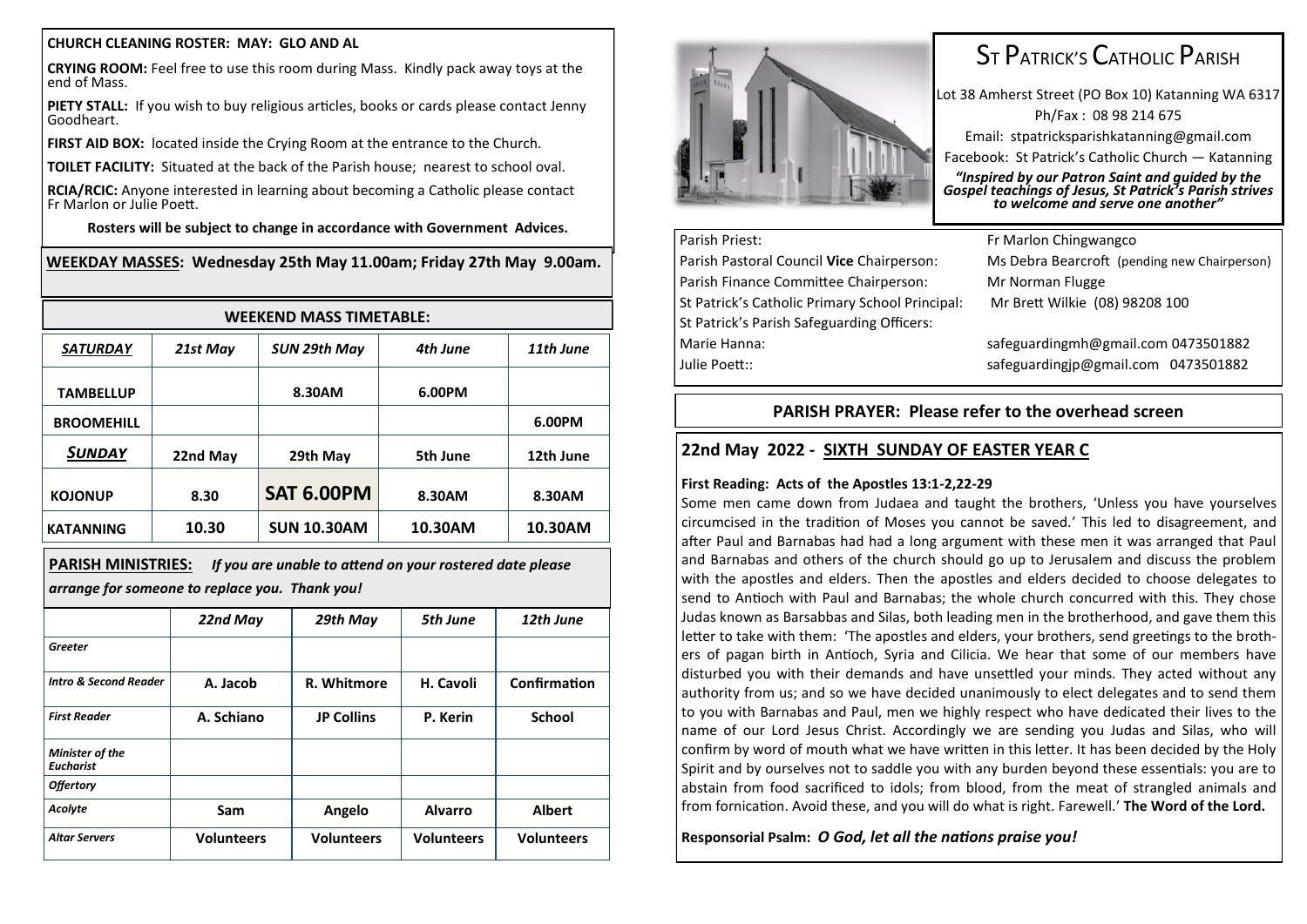**CHURCH CLEANING ROSTER: MAY: GLO AND AL**

**CRYING ROOM:** Feel free to use this room during Mass. Kindly pack away toys at the end of Mass.

**PIETY STALL:** If you wish to buy religious articles, books or cards please contact Jenny Goodheart.

**FIRST AID BOX:** located inside the Crying Room at the entrance to the Church.

**TOILET FACILITY:** Situated at the back of the Parish house; nearest to school oval.

**RCIA/RCIC:** Anyone interested in learning about becoming a Catholic please contact Fr Marlon or Julie Poett.

**Rosters will be subject to change in accordance with Government Advices.**

**WEEKDAY MASSES: Wednesday 25th May 11.00am; Friday 27th May 9.00am.**

**WEEKEND MASS TIMETABLE:**

| *SATURDAY* | *21st May* | *SUN 29th May* | *4th June* | *11th June* |
|---|---|---|---|---|
| TAMBELLUP | | 8.30AM | 6.00PM | |
| BROOMEHILL | | | | 6.00PM |
| *SUNDAY* | 22nd May | 29th May | 5th June | 12th June |
| KOJONUP | 8.30 | SAT 6.00PM | 8.30AM | 8.30AM |
| KATANNING | 10.30 | SUN 10.30AM | 10.30AM | 10.30AM |

**PARISH MINISTRIES:** *If you are unable to attend on your rostered date please arrange for someone to replace you. Thank you!*

| | *22nd May* | *29th May* | *5th June* | *12th June* |
|---|---|---|---|---|
| *Greeter* | | | | |
| *Intro & Second Reader* | A. Jacob | R. Whitmore | H. Cavoli | Confirmation |
| *First Reader* | A. Schiano | JP Collins | P. Kerin | School |
| *Minister of the Eucharist* | | | | |
| *Offertory* | | | | |
| *Acolyte* | Sam | Angelo | Alvarro | Albert |
| *Altar Servers* | Volunteers | Volunteers | Volunteers | Volunteers |

# ST PATRICK'S CATHOLIC PARISH

Lot 38 Amherst Street (PO Box 10) Katanning WA 6317

Ph/Fax : 08 98 214 675

Email: stpatricksparishkatanning@gmail.com

Facebook: St Patrick's Catholic Church — Katanning

***"Inspired by our Patron Saint and guided by the Gospel teachings of Jesus, St Patrick's Parish strives to welcome and serve one another"***

| | |
|---|---|
| Parish Priest: | Fr Marlon Chingwangco |
| Parish Pastoral Council **Vice** Chairperson: | Ms Debra Bearcroft (pending new Chairperson) |
| Parish Finance Committee Chairperson: | Mr Norman Flugge |
| St Patrick's Catholic Primary School Principal: | Mr Brett Wilkie (08) 98208 100 |
| St Patrick's Parish Safeguarding Officers: | |
| Marie Hanna: | safeguardingmh@gmail.com 0473501882 |
| Julie Poett:: | safeguardingjp@gmail.com 0473501882 |

**PARISH PRAYER: Please refer to the overhead screen**

## 22nd May 2022 - SIXTH SUNDAY OF EASTER YEAR C

**First Reading: Acts of the Apostles 13:1-2,22-29**

Some men came down from Judaea and taught the brothers, 'Unless you have yourselves circumcised in the tradition of Moses you cannot be saved.' This led to disagreement, and after Paul and Barnabas had had a long argument with these men it was arranged that Paul and Barnabas and others of the church should go up to Jerusalem and discuss the problem with the apostles and elders. Then the apostles and elders decided to choose delegates to send to Antioch with Paul and Barnabas; the whole church concurred with this. They chose Judas known as Barsabbas and Silas, both leading men in the brotherhood, and gave them this letter to take with them: 'The apostles and elders, your brothers, send greetings to the brothers of pagan birth in Antioch, Syria and Cilicia. We hear that some of our members have disturbed you with their demands and have unsettled your minds. They acted without any authority from us; and so we have decided unanimously to elect delegates and to send them to you with Barnabas and Paul, men we highly respect who have dedicated their lives to the name of our Lord Jesus Christ. Accordingly we are sending you Judas and Silas, who will confirm by word of mouth what we have written in this letter. It has been decided by the Holy Spirit and by ourselves not to saddle you with any burden beyond these essentials: you are to abstain from food sacrificed to idols; from blood, from the meat of strangled animals and from fornication. Avoid these, and you will do what is right. Farewell.' **The Word of the Lord.**

**Responsorial Psalm:** ***O God, let all the nations praise you!***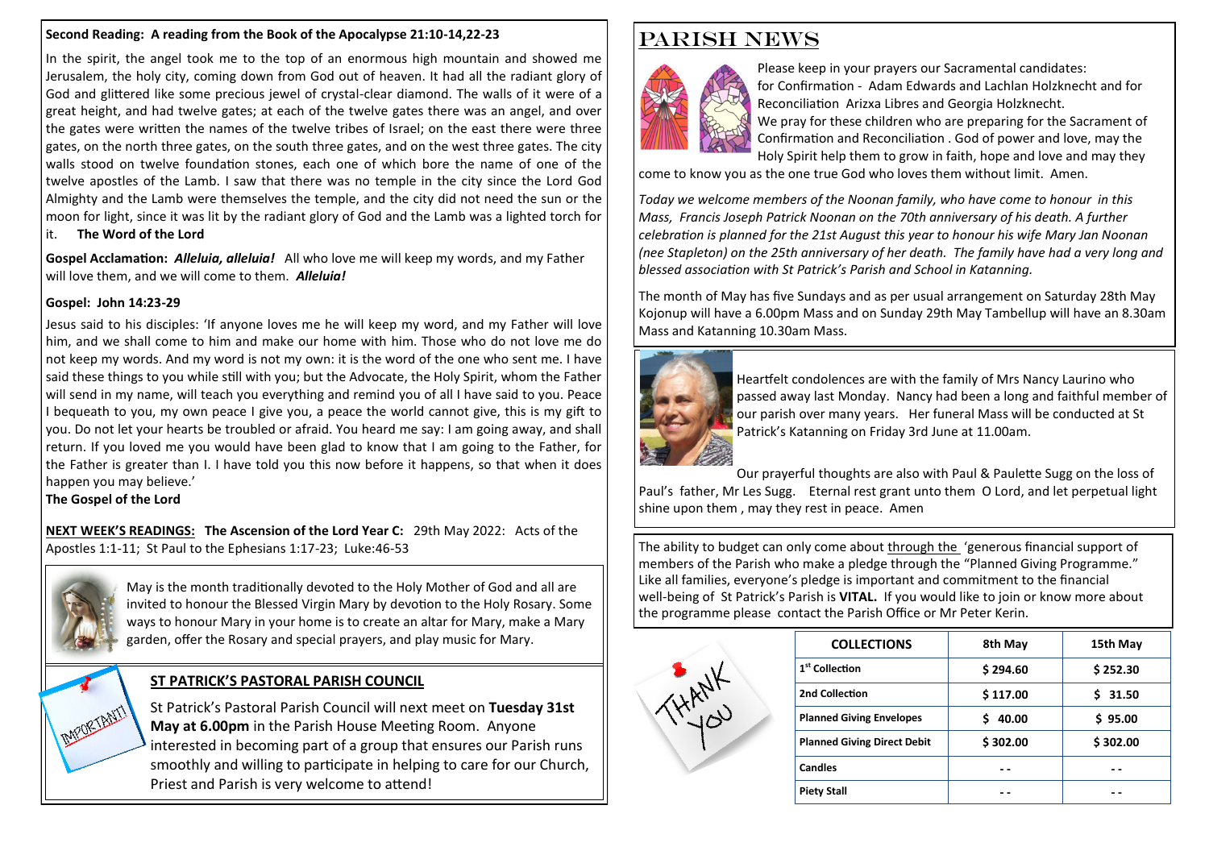**Second Reading: A reading from the Book of the Apocalypse 21:10-14,22-23**

In the spirit, the angel took me to the top of an enormous high mountain and showed me Jerusalem, the holy city, coming down from God out of heaven. It had all the radiant glory of God and glittered like some precious jewel of crystal-clear diamond. The walls of it were of a great height, and had twelve gates; at each of the twelve gates there was an angel, and over the gates were written the names of the twelve tribes of Israel; on the east there were three gates, on the north three gates, on the south three gates, and on the west three gates. The city walls stood on twelve foundation stones, each one of which bore the name of one of the twelve apostles of the Lamb. I saw that there was no temple in the city since the Lord God Almighty and the Lamb were themselves the temple, and the city did not need the sun or the moon for light, since it was lit by the radiant glory of God and the Lamb was a lighted torch for it. **The Word of the Lord**

**Gospel Acclamation:** ***Alleluia, alleluia!*** All who love me will keep my words, and my Father will love them, and we will come to them. ***Alleluia!***

**Gospel: John 14:23-29**

Jesus said to his disciples: 'If anyone loves me he will keep my word, and my Father will love him, and we shall come to him and make our home with him. Those who do not love me do not keep my words. And my word is not my own: it is the word of the one who sent me. I have said these things to you while still with you; but the Advocate, the Holy Spirit, whom the Father will send in my name, will teach you everything and remind you of all I have said to you. Peace I bequeath to you, my own peace I give you, a peace the world cannot give, this is my gift to you. Do not let your hearts be troubled or afraid. You heard me say: I am going away, and shall return. If you loved me you would have been glad to know that I am going to the Father, for the Father is greater than I. I have told you this now before it happens, so that when it does happen you may believe.'

**The Gospel of the Lord**

**NEXT WEEK'S READINGS: The Ascension of the Lord Year C:** 29th May 2022: Acts of the Apostles 1:1-11; St Paul to the Ephesians 1:17-23; Luke:46-53

May is the month traditionally devoted to the Holy Mother of God and all are invited to honour the Blessed Virgin Mary by devotion to the Holy Rosary. Some ways to honour Mary in your home is to create an altar for Mary, make a Mary garden, offer the Rosary and special prayers, and play music for Mary.

**ST PATRICK'S PASTORAL PARISH COUNCIL**

St Patrick's Pastoral Parish Council will next meet on **Tuesday 31st May at 6.00pm** in the Parish House Meeting Room. Anyone interested in becoming part of a group that ensures our Parish runs smoothly and willing to participate in helping to care for our Church, Priest and Parish is very welcome to attend!

# PARISH NEWS

Please keep in your prayers our Sacramental candidates: for Confirmation - Adam Edwards and Lachlan Holzknecht and for Reconciliation Arizxa Libres and Georgia Holzknecht.
We pray for these children who are preparing for the Sacrament of Confirmation and Reconciliation . God of power and love, may the Holy Spirit help them to grow in faith, hope and love and may they come to know you as the one true God who loves them without limit. Amen.

*Today we welcome members of the Noonan family, who have come to honour in this Mass, Francis Joseph Patrick Noonan on the 70th anniversary of his death. A further celebration is planned for the 21st August this year to honour his wife Mary Jan Noonan (nee Stapleton) on the 25th anniversary of her death. The family have had a very long and blessed association with St Patrick's Parish and School in Katanning.*

The month of May has five Sundays and as per usual arrangement on Saturday 28th May Kojonup will have a 6.00pm Mass and on Sunday 29th May Tambellup will have an 8.30am Mass and Katanning 10.30am Mass.

Heartfelt condolences are with the family of Mrs Nancy Laurino who passed away last Monday. Nancy had been a long and faithful member of our parish over many years. Her funeral Mass will be conducted at St Patrick's Katanning on Friday 3rd June at 11.00am.

Our prayerful thoughts are also with Paul & Paulette Sugg on the loss of Paul's father, Mr Les Sugg. Eternal rest grant unto them O Lord, and let perpetual light shine upon them , may they rest in peace. Amen

The ability to budget can only come about through the 'generous financial support of members of the Parish who make a pledge through the "Planned Giving Programme." Like all families, everyone's pledge is important and commitment to the financial well-being of St Patrick's Parish is **VITAL.** If you would like to join or know more about the programme please contact the Parish Office or Mr Peter Kerin.

| COLLECTIONS | 8th May | 15th May |
|---|---|---|
| 1st Collection | $ 294.60 | $ 252.30 |
| 2nd Collection | $ 117.00 | $ 31.50 |
| Planned Giving Envelopes | $ 40.00 | $ 95.00 |
| Planned Giving Direct Debit | $ 302.00 | $ 302.00 |
| Candles | - - | - - |
| Piety Stall | - - | - - |